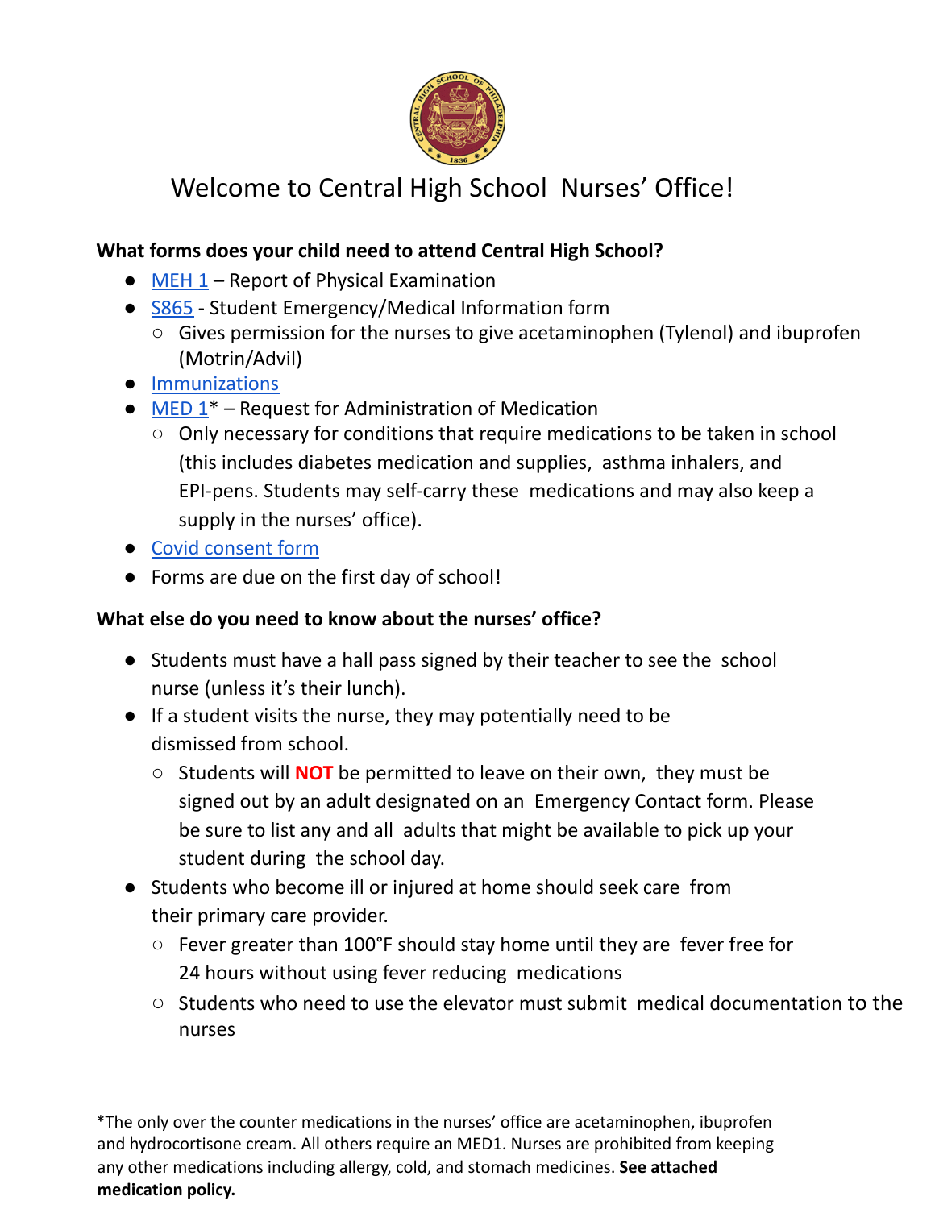# Welcome to Central High School Nurses' Office!

**What forms does your child need to attend Central High School?**

- MEH 1 – Report of Physical Examination
- S865 - Student Emergency/Medical Information form
  - Gives permission for the nurses to give acetaminophen (Tylenol) and ibuprofen (Motrin/Advil)
- Immunizations
- MED 1* – Request for Administration of Medication
  - Only necessary for conditions that require medications to be taken in school (this includes diabetes medication and supplies, asthma inhalers, and EPI-pens. Students may self-carry these medications and may also keep a supply in the nurses' office).
- Covid consent form
- Forms are due on the first day of school!

**What else do you need to know about the nurses' office?**

- Students must have a hall pass signed by their teacher to see the school nurse (unless it's their lunch).
- If a student visits the nurse, they may potentially need to be dismissed from school.
  - Students will **NOT** be permitted to leave on their own, they must be signed out by an adult designated on an Emergency Contact form. Please be sure to list any and all adults that might be available to pick up your student during the school day.
- Students who become ill or injured at home should seek care from their primary care provider.
  - Fever greater than 100°F should stay home until they are fever free for 24 hours without using fever reducing medications
  - Students who need to use the elevator must submit medical documentation to the nurses

*The only over the counter medications in the nurses' office are acetaminophen, ibuprofen and hydrocortisone cream. All others require an MED1. Nurses are prohibited from keeping any other medications including allergy, cold, and stomach medicines. **See attached medication policy.**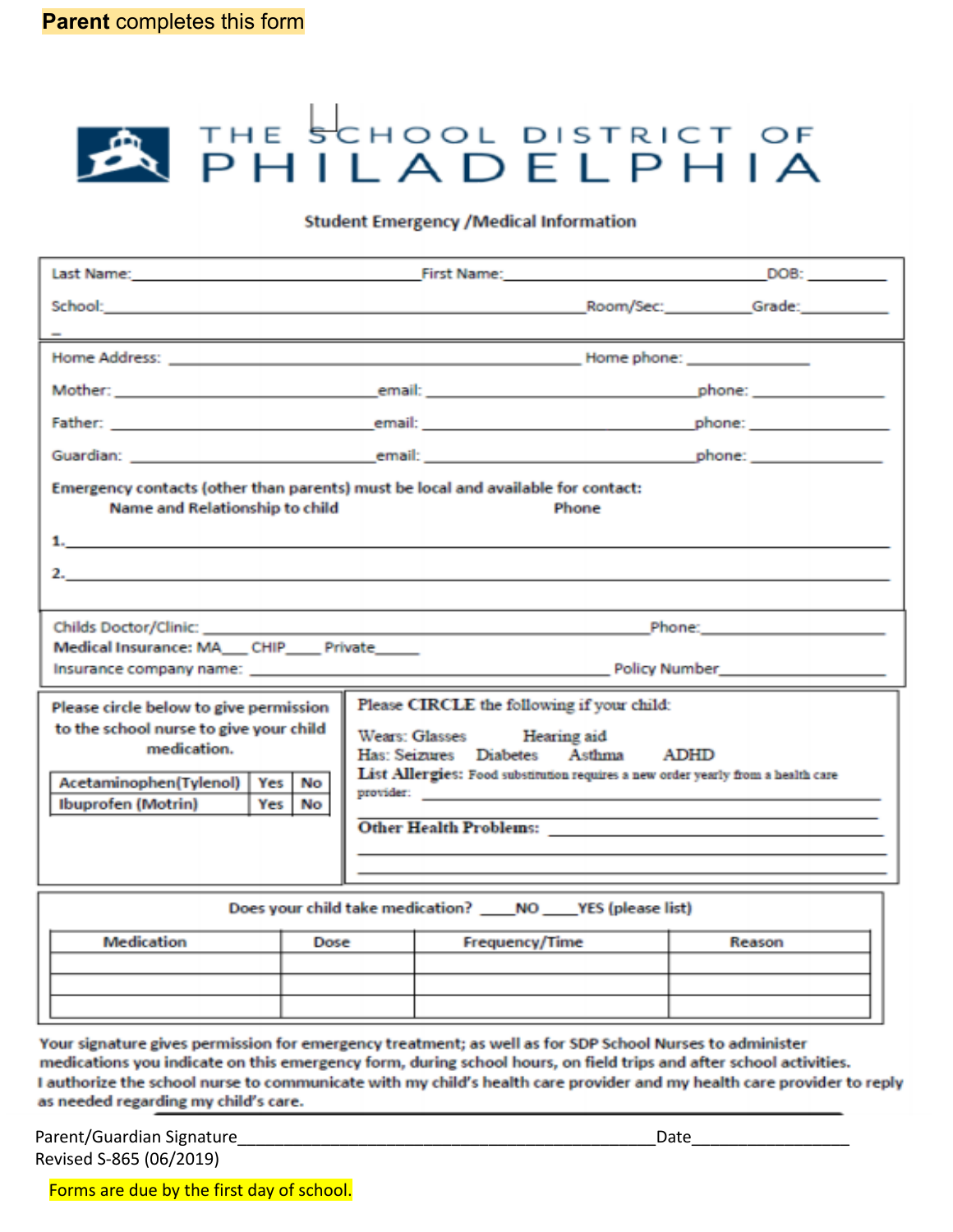**Parent** completes this form

# THE SCHOOL DISTRICT OF PHILADELPHIA

## Student Emergency /Medical Information

Last Name:\_\_\_\_\_\_\_\_\_\_\_\_\_\_\_\_\_\_\_\_\_\_\_\_\_\_\_\_\_\_\_\_\_\_\_\_First Name:\_\_\_\_\_\_\_\_\_\_\_\_\_\_\_\_\_\_\_\_\_\_\_\_\_\_\_\_\_\_\_\_DOB: \_\_\_\_\_\_\_\_\_\_

School:\_\_\_\_\_\_\_\_\_\_\_\_\_\_\_\_\_\_\_\_\_\_\_\_\_\_\_\_\_\_\_\_\_\_\_\_\_\_\_\_\_\_\_\_\_\_\_\_\_\_\_\_\_\_\_\_\_\_\_\_Room/Sec:\_\_\_\_\_\_\_\_\_\_Grade:\_\_\_\_\_\_\_\_\_\_

Home Address: \_\_\_\_\_\_\_\_\_\_\_\_\_\_\_\_\_\_\_\_\_\_\_\_\_\_\_\_\_\_\_\_\_\_\_\_\_\_\_\_\_\_\_\_\_\_\_\_\_\_ Home phone: \_\_\_\_\_\_\_\_\_\_\_\_\_\_

Mother: \_\_\_\_\_\_\_\_\_\_\_\_\_\_\_\_\_\_\_\_\_\_\_\_\_\_\_\_\_\_\_\_email: \_\_\_\_\_\_\_\_\_\_\_\_\_\_\_\_\_\_\_\_\_\_\_\_\_\_\_\_\_\_\_\_\_\_phone: \_\_\_\_\_\_\_\_\_\_\_\_\_\_

Father: \_\_\_\_\_\_\_\_\_\_\_\_\_\_\_\_\_\_\_\_\_\_\_\_\_\_\_\_\_\_\_\_email: \_\_\_\_\_\_\_\_\_\_\_\_\_\_\_\_\_\_\_\_\_\_\_\_\_\_\_\_\_\_\_\_\_\_phone: \_\_\_\_\_\_\_\_\_\_\_\_\_\_

Guardian: \_\_\_\_\_\_\_\_\_\_\_\_\_\_\_\_\_\_\_\_\_\_\_\_\_\_\_\_\_\_email: \_\_\_\_\_\_\_\_\_\_\_\_\_\_\_\_\_\_\_\_\_\_\_\_\_\_\_\_\_\_\_\_\_\_phone: \_\_\_\_\_\_\_\_\_\_\_\_\_\_

**Emergency contacts (other than parents) must be local and available for contact:**

**Name and Relationship to child** **Phone**

1.\_\_\_\_\_\_\_\_\_\_\_\_\_\_\_\_\_\_\_\_\_\_\_\_\_\_\_\_\_\_\_\_\_\_\_\_\_\_\_\_\_\_\_\_\_\_\_\_\_\_\_\_\_\_\_\_\_\_\_\_\_\_\_\_\_\_\_\_\_\_\_\_\_\_\_\_\_\_\_\_

2.\_\_\_\_\_\_\_\_\_\_\_\_\_\_\_\_\_\_\_\_\_\_\_\_\_\_\_\_\_\_\_\_\_\_\_\_\_\_\_\_\_\_\_\_\_\_\_\_\_\_\_\_\_\_\_\_\_\_\_\_\_\_\_\_\_\_\_\_\_\_\_\_\_\_\_\_\_\_\_\_

Childs Doctor/Clinic: \_\_\_\_\_\_\_\_\_\_\_\_\_\_\_\_\_\_\_\_\_\_\_\_\_\_\_\_\_\_\_\_\_\_\_\_\_\_\_\_\_\_\_\_\_\_\_\_\_\_\_\_\_\_\_\_Phone:\_\_\_\_\_\_\_\_\_\_\_\_\_\_\_\_\_\_\_\_

**Medical Insurance:** MA\_\_\_ CHIP\_\_\_\_ Private\_\_\_\_\_

Insurance company name: \_\_\_\_\_\_\_\_\_\_\_\_\_\_\_\_\_\_\_\_\_\_\_\_\_\_\_\_\_\_\_\_\_\_\_\_\_\_\_\_\_\_\_\_\_\_\_ Policy Number\_\_\_\_\_\_\_\_\_\_\_\_\_\_\_\_\_\_\_\_

**Please circle below to give permission to the school nurse to give your child medication.**

| Acetaminophen(Tylenol) | Yes | No |
|---|---|---|
| Ibuprofen (Motrin) | Yes | No |

Please **CIRCLE** the following if your child:

Wears: Glasses Hearing aid

Has: Seizures Diabetes Asthma ADHD

**List Allergies:** Food substitution requires a new order yearly from a health care provider: \_\_\_\_\_\_\_\_\_\_\_\_\_\_\_\_\_\_\_\_\_\_\_\_\_\_\_\_\_\_\_\_\_\_\_\_\_\_\_\_

\_\_\_\_\_\_\_\_\_\_\_\_\_\_\_\_\_\_\_\_\_\_\_\_\_\_\_\_\_\_\_\_\_\_\_\_\_\_\_\_\_\_\_\_\_\_\_\_\_\_\_\_\_\_\_\_\_\_

**Other Health Problems:** \_\_\_\_\_\_\_\_\_\_\_\_\_\_\_\_\_\_\_\_\_\_\_\_\_\_\_\_\_\_\_\_\_\_\_\_\_\_\_\_

\_\_\_\_\_\_\_\_\_\_\_\_\_\_\_\_\_\_\_\_\_\_\_\_\_\_\_\_\_\_\_\_\_\_\_\_\_\_\_\_\_\_\_\_\_\_\_\_\_\_\_\_\_\_\_\_\_\_

\_\_\_\_\_\_\_\_\_\_\_\_\_\_\_\_\_\_\_\_\_\_\_\_\_\_\_\_\_\_\_\_\_\_\_\_\_\_\_\_\_\_\_\_\_\_\_\_\_\_\_\_\_\_\_\_\_\_

**Does your child take medication?** \_\_\_\_NO \_\_\_\_YES (please list)

| Medication | Dose | Frequency/Time | Reason |
|---|---|---|---|
| | | | |
| | | | |
| | | | |

**Your signature gives permission for emergency treatment; as well as for SDP School Nurses to administer medications you indicate on this emergency form, during school hours, on field trips and after school activities.**
**I authorize the school nurse to communicate with my child's health care provider and my health care provider to reply as needed regarding my child's care.**

Parent/Guardian Signature\_\_\_\_\_\_\_\_\_\_\_\_\_\_\_\_\_\_\_\_\_\_\_\_\_\_\_\_\_\_\_\_\_\_\_\_\_\_\_\_\_\_\_\_\_\_\_\_Date\_\_\_\_\_\_\_\_\_\_\_\_\_\_\_\_\_\_

Revised S-865 (06/2019)

Forms are due by the first day of school.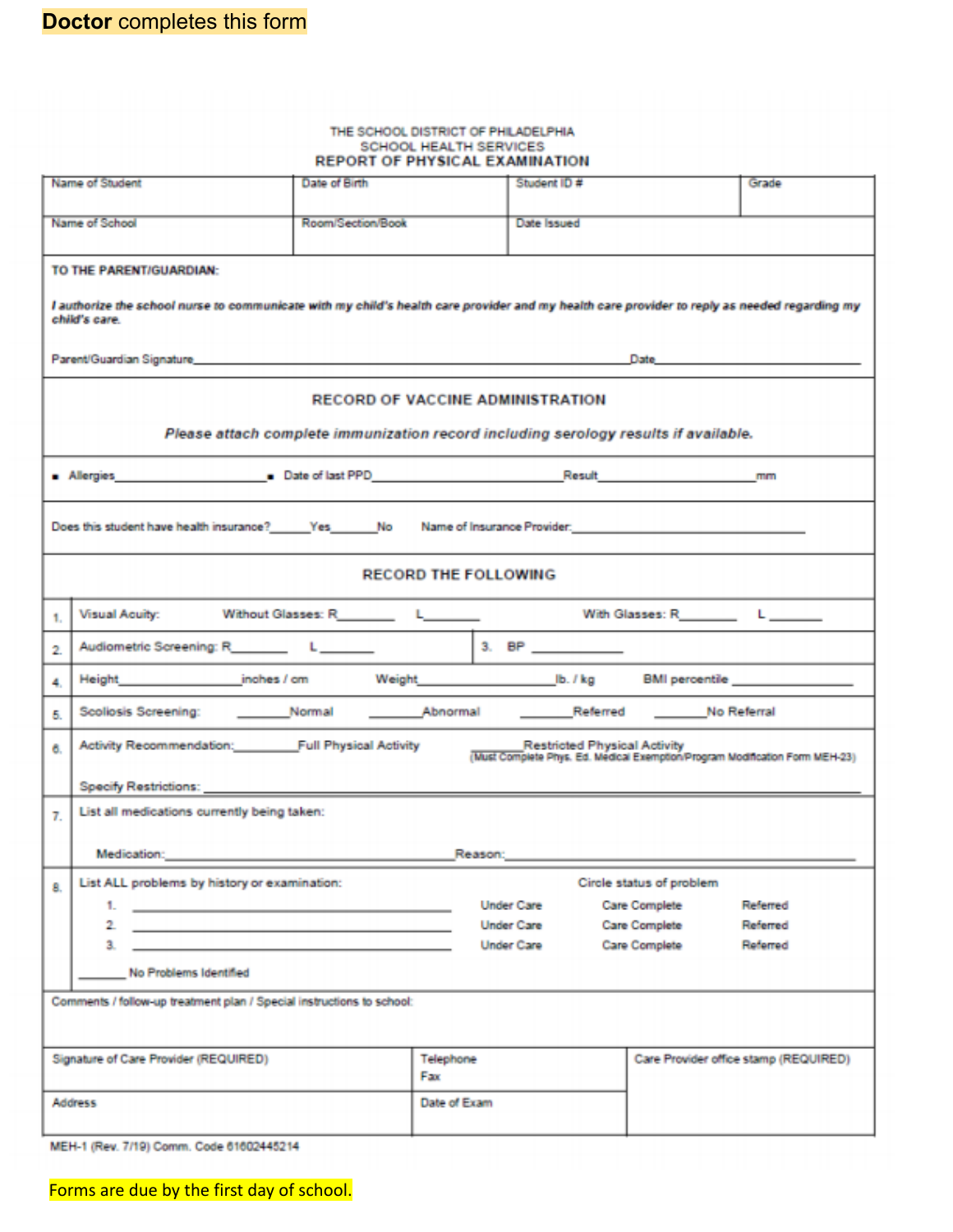**Doctor** completes this form

THE SCHOOL DISTRICT OF PHILADELPHIA
SCHOOL HEALTH SERVICES

## REPORT OF PHYSICAL EXAMINATION

| Name of Student | Date of Birth | Student ID # | Grade |
|---|---|---|---|
| Name of School | Room/Section/Book | Date Issued | |

**TO THE PARENT/GUARDIAN:**

***I authorize the school nurse to communicate with my child's health care provider and my health care provider to reply as needed regarding my child's care.***

Parent/Guardian Signature_______________________________________________ Date_______________________

### RECORD OF VACCINE ADMINISTRATION

***Please attach complete immunization record including serology results if available.***

- Allergies____________________
- Date of last PPD__________________________ Result_______________________mm

Does this student have health insurance?______Yes_______No    Name of Insurance Provider:___________________________

### RECORD THE FOLLOWING

1. Visual Acuity: Without Glasses: R_________ L_________    With Glasses: R_________ L_________
2. Audiometric Screening: R_________ L_________
3. BP ___________
4. Height______________inches / cm    Weight_________________lb. / kg    BMI percentile ___________
5. Scoliosis Screening: _______Normal _______Abnormal _______Referred _______No Referral
6. Activity Recommendation:________Full Physical Activity ________Restricted Physical Activity (Must Complete Phys. Ed. Medical Exemption/Program Modification Form MEH-23)

   Specify Restrictions: ____________________________________________
7. List all medications currently being taken:

   Medication:_____________________________ Reason:_____________________________
8. List ALL problems by history or examination:

| | Circle status of problem | | |
|---|---|---|---|
| 1. ______________________________ | Under Care | Care Complete | Referred |
| 2. ______________________________ | Under Care | Care Complete | Referred |
| 3. ______________________________ | Under Care | Care Complete | Referred |

_______ No Problems Identified

Comments / follow-up treatment plan / Special instructions to school:

| Signature of Care Provider (REQUIRED) | Telephone<br>Fax | Care Provider office stamp (REQUIRED) |
|---|---|---|
| Address | Date of Exam | |

MEH-1 (Rev. 7/19) Comm. Code 61602445214

Forms are due by the first day of school.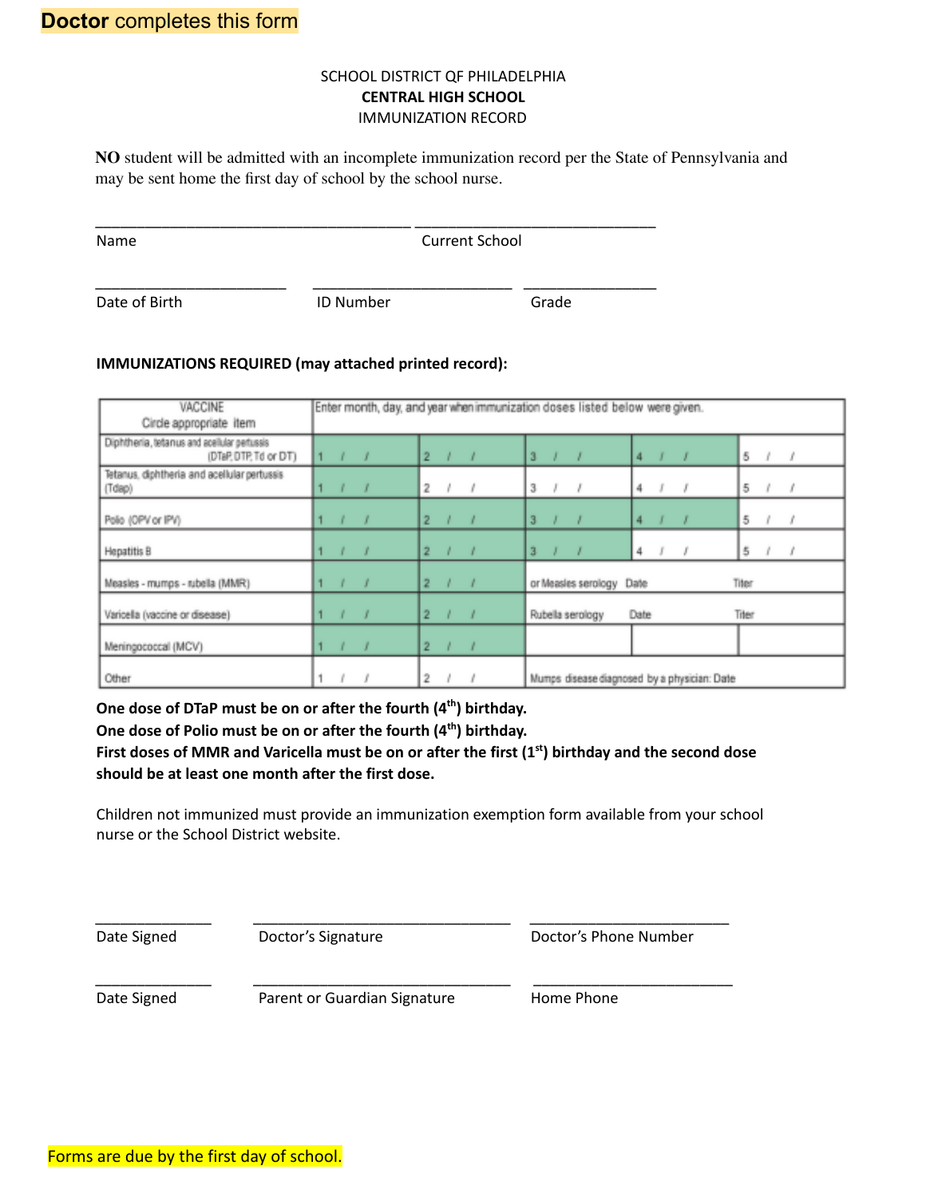**Doctor** completes this form

SCHOOL DISTRICT QF PHILADELPHIA
**CENTRAL HIGH SCHOOL**
IMMUNIZATION RECORD

**NO** student will be admitted with an incomplete immunization record per the State of Pennsylvania and may be sent home the first day of school by the school nurse.

_______________________________________ ______________________________
Name Current School

________________________ ________________________ ________________
Date of Birth ID Number Grade

**IMMUNIZATIONS REQUIRED (may attached printed record):**

| VACCINE<br>Circle appropriate item | Enter month, day, and year when immunization doses listed below were given. | | | | |
|---|---|---|---|---|---|
| Diphtheria, tetanus and acellular pertussis (DTaP, DTP, Td or DT) | 1 / / | 2 / / | 3 / / | 4 / / | 5 / / |
| Tetanus, diphtheria and acellular pertussis (Tdap) | 1 / / | 2 / / | 3 / / | 4 / / | 5 / / |
| Polio (OPV or IPV) | 1 / / | 2 / / | 3 / / | 4 / / | 5 / / |
| Hepatitis B | 1 / / | 2 / / | 3 / / | 4 / / | 5 / / |
| Measles - mumps - rubella (MMR) | 1 / / | 2 / / | or Measles serology Date | | Titer |
| Varicella (vaccine or disease) | 1 / / | 2 / / | Rubella serology Date | | Titer |
| Meningococcal (MCV) | 1 / / | 2 / / | | | |
| Other | 1 / / | 2 / / | Mumps disease diagnosed by a physician: Date | | |

**One dose of DTaP must be on or after the fourth (4th) birthday.**
**One dose of Polio must be on or after the fourth (4th) birthday.**
**First doses of MMR and Varicella must be on or after the first (1st) birthday and the second dose should be at least one month after the first dose.**

Children not immunized must provide an immunization exemption form available from your school nurse or the School District website.

______________ ________________________________ ________________________
Date Signed Doctor's Signature Doctor's Phone Number

______________ ________________________________ ________________________
Date Signed Parent or Guardian Signature Home Phone

Forms are due by the first day of school.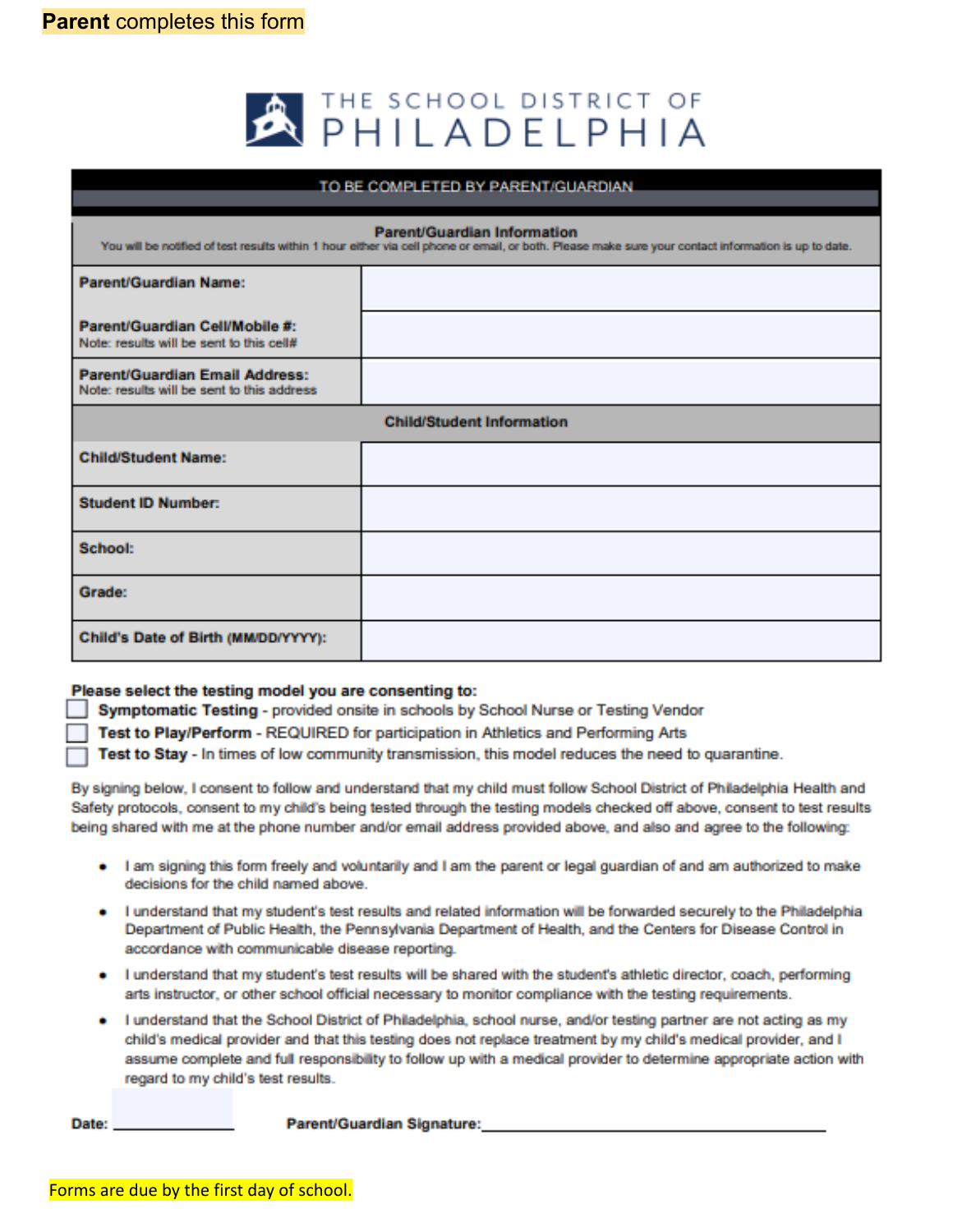**Parent** completes this form

THE SCHOOL DISTRICT OF PHILADELPHIA

| TO BE COMPLETED BY PARENT/GUARDIAN | |
|---|---|
| **Parent/Guardian Information**<br>You will be notified of test results within 1 hour either via cell phone or email, or both. Please make sure your contact information is up to date. | |
| **Parent/Guardian Name:** | |
| **Parent/Guardian Cell/Mobile #:**<br>Note: results will be sent to this cell# | |
| **Parent/Guardian Email Address:**<br>Note: results will be sent to this address | |
| **Child/Student Information** | |
| **Child/Student Name:** | |
| **Student ID Number:** | |
| **School:** | |
| **Grade:** | |
| **Child's Date of Birth (MM/DD/YYYY):** | |

**Please select the testing model you are consenting to:**

- ☐ **Symptomatic Testing** - provided onsite in schools by School Nurse or Testing Vendor
- ☐ **Test to Play/Perform** - REQUIRED for participation in Athletics and Performing Arts
- ☐ **Test to Stay** - In times of low community transmission, this model reduces the need to quarantine.

By signing below, I consent to follow and understand that my child must follow School District of Philadelphia Health and Safety protocols, consent to my child's being tested through the testing models checked off above, consent to test results being shared with me at the phone number and/or email address provided above, and also and agree to the following:

- I am signing this form freely and voluntarily and I am the parent or legal guardian of and am authorized to make decisions for the child named above.
- I understand that my student's test results and related information will be forwarded securely to the Philadelphia Department of Public Health, the Pennsylvania Department of Health, and the Centers for Disease Control in accordance with communicable disease reporting.
- I understand that my student's test results will be shared with the student's athletic director, coach, performing arts instructor, or other school official necessary to monitor compliance with the testing requirements.
- I understand that the School District of Philadelphia, school nurse, and/or testing partner are not acting as my child's medical provider and that this testing does not replace treatment by my child's medical provider, and I assume complete and full responsibility to follow up with a medical provider to determine appropriate action with regard to my child's test results.

**Date:** ______________ **Parent/Guardian Signature:** ________________________________

Forms are due by the first day of school.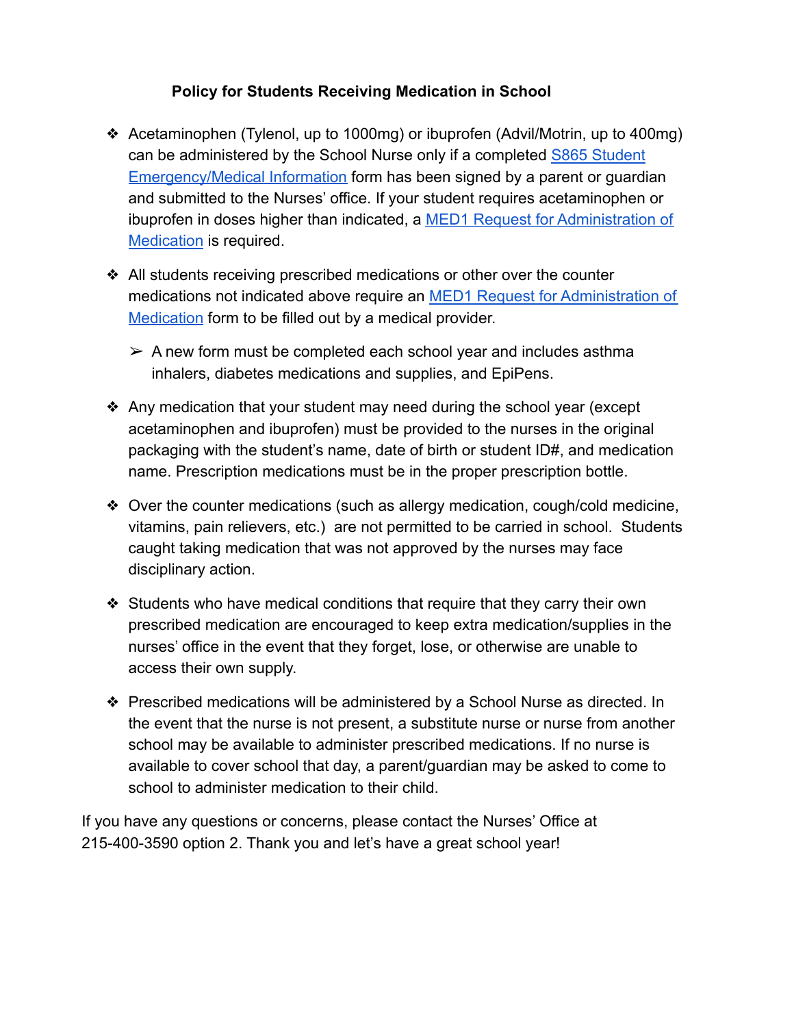### Policy for Students Receiving Medication in School

- Acetaminophen (Tylenol, up to 1000mg) or ibuprofen (Advil/Motrin, up to 400mg) can be administered by the School Nurse only if a completed S865 Student Emergency/Medical Information form has been signed by a parent or guardian and submitted to the Nurses' office. If your student requires acetaminophen or ibuprofen in doses higher than indicated, a MED1 Request for Administration of Medication is required.

- All students receiving prescribed medications or other over the counter medications not indicated above require an MED1 Request for Administration of Medication form to be filled out by a medical provider.
  - A new form must be completed each school year and includes asthma inhalers, diabetes medications and supplies, and EpiPens.

- Any medication that your student may need during the school year (except acetaminophen and ibuprofen) must be provided to the nurses in the original packaging with the student's name, date of birth or student ID#, and medication name. Prescription medications must be in the proper prescription bottle.

- Over the counter medications (such as allergy medication, cough/cold medicine, vitamins, pain relievers, etc.) are not permitted to be carried in school. Students caught taking medication that was not approved by the nurses may face disciplinary action.

- Students who have medical conditions that require that they carry their own prescribed medication are encouraged to keep extra medication/supplies in the nurses' office in the event that they forget, lose, or otherwise are unable to access their own supply.

- Prescribed medications will be administered by a School Nurse as directed. In the event that the nurse is not present, a substitute nurse or nurse from another school may be available to administer prescribed medications. If no nurse is available to cover school that day, a parent/guardian may be asked to come to school to administer medication to their child.

If you have any questions or concerns, please contact the Nurses' Office at 215-400-3590 option 2. Thank you and let's have a great school year!